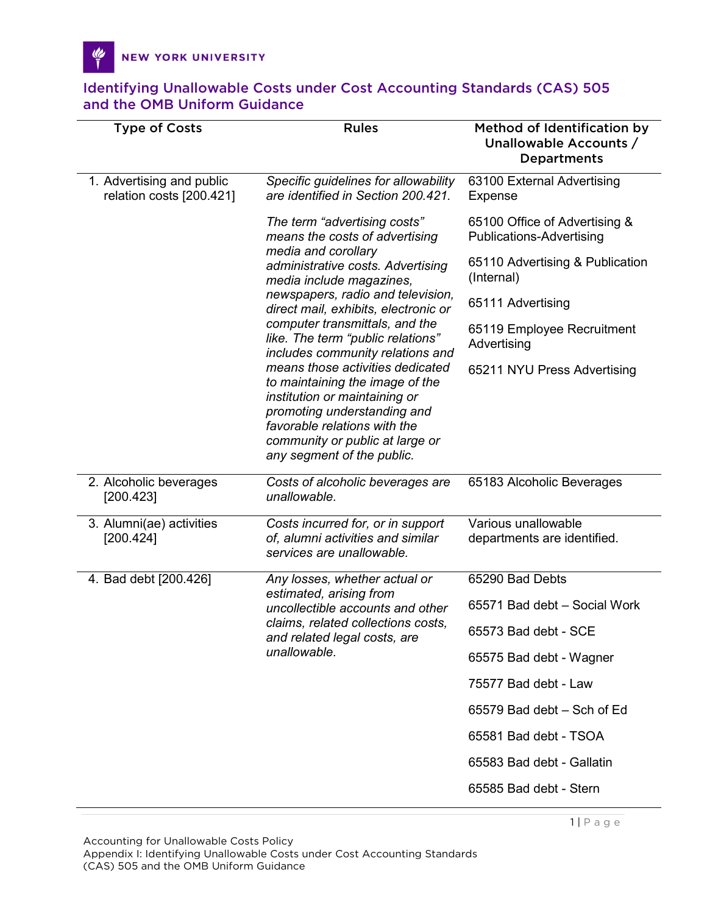NEW YORK UNIVERSITY

# Identifying Unallowable Costs under Cost Accounting Standards (CAS) 505 and the OMB Uniform Guidance

| Type of Costs | Rules | Method of Identification by Unallowable Accounts / Departments |
|---|---|---|
| 1. Advertising and public relation costs [200.421] | *Specific guidelines for allowability are identified in Section 200.421.*<br><br>*The term "advertising costs" means the costs of advertising media and corollary administrative costs. Advertising media include magazines, newspapers, radio and television, direct mail, exhibits, electronic or computer transmittals, and the like. The term "public relations" includes community relations and means those activities dedicated to maintaining the image of the institution or maintaining or promoting understanding and favorable relations with the community or public at large or any segment of the public.* | 63100 External Advertising Expense<br><br>65100 Office of Advertising & Publications-Advertising<br><br>65110 Advertising & Publication (Internal)<br><br>65111 Advertising<br><br>65119 Employee Recruitment Advertising<br><br>65211 NYU Press Advertising |
| 2. Alcoholic beverages [200.423] | *Costs of alcoholic beverages are unallowable.* | 65183 Alcoholic Beverages |
| 3. Alumni(ae) activities [200.424] | *Costs incurred for, or in support of, alumni activities and similar services are unallowable.* | Various unallowable departments are identified. |
| 4. Bad debt [200.426] | *Any losses, whether actual or estimated, arising from uncollectible accounts and other claims, related collections costs, and related legal costs, are unallowable.* | 65290 Bad Debts<br><br>65571 Bad debt – Social Work<br><br>65573 Bad debt - SCE<br><br>65575 Bad debt - Wagner<br><br>75577 Bad debt - Law<br><br>65579 Bad debt – Sch of Ed<br><br>65581 Bad debt - TSOA<br><br>65583 Bad debt - Gallatin<br><br>65585 Bad debt - Stern |

Accounting for Unallowable Costs Policy
Appendix I: Identifying Unallowable Costs under Cost Accounting Standards (CAS) 505 and the OMB Uniform Guidance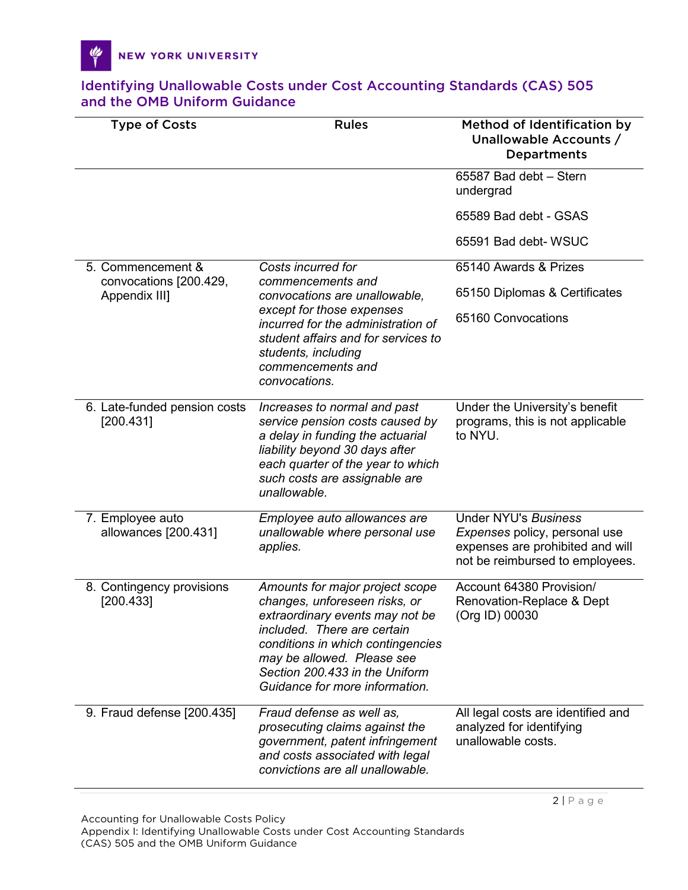## Identifying Unallowable Costs under Cost Accounting Standards (CAS) 505 and the OMB Uniform Guidance

| Type of Costs | Rules | Method of Identification by Unallowable Accounts / Departments |
|---|---|---|
| | | 65587 Bad debt – Stern undergrad<br><br>65589 Bad debt - GSAS<br><br>65591 Bad debt- WSUC |
| 5. Commencement & convocations [200.429, Appendix III] | *Costs incurred for commencements and convocations are unallowable, except for those expenses incurred for the administration of student affairs and for services to students, including commencements and convocations.* | 65140 Awards & Prizes<br><br>65150 Diplomas & Certificates<br><br>65160 Convocations |
| 6. Late-funded pension costs [200.431] | *Increases to normal and past service pension costs caused by a delay in funding the actuarial liability beyond 30 days after each quarter of the year to which such costs are assignable are unallowable.* | Under the University's benefit programs, this is not applicable to NYU. |
| 7. Employee auto allowances [200.431] | *Employee auto allowances are unallowable where personal use applies.* | Under NYU's *Business Expenses* policy, personal use expenses are prohibited and will not be reimbursed to employees. |
| 8. Contingency provisions [200.433] | *Amounts for major project scope changes, unforeseen risks, or extraordinary events may not be included. There are certain conditions in which contingencies may be allowed. Please see Section 200.433 in the Uniform Guidance for more information.* | Account 64380 Provision/ Renovation-Replace & Dept (Org ID) 00030 |
| 9. Fraud defense [200.435] | *Fraud defense as well as, prosecuting claims against the government, patent infringement and costs associated with legal convictions are all unallowable.* | All legal costs are identified and analyzed for identifying unallowable costs. |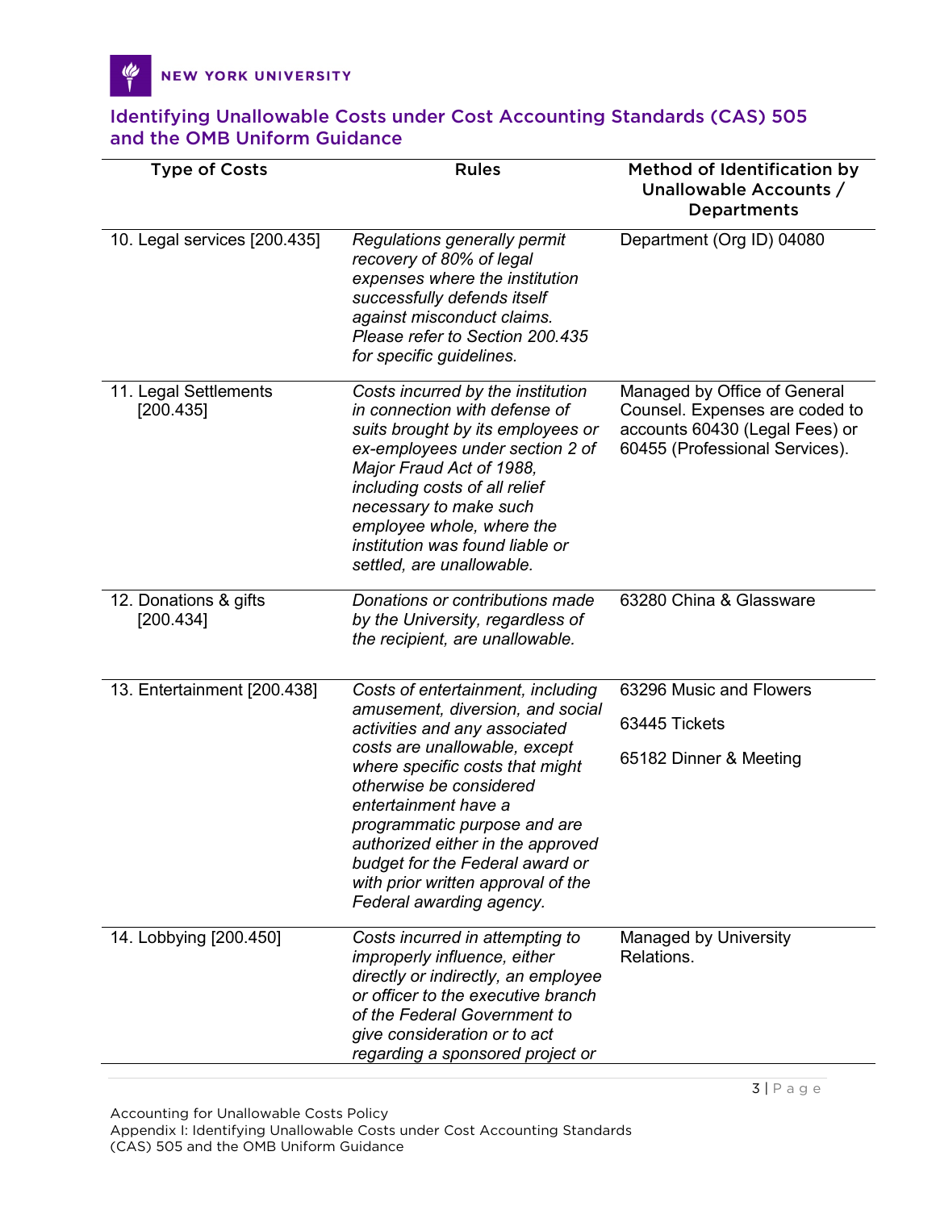## Identifying Unallowable Costs under Cost Accounting Standards (CAS) 505 and the OMB Uniform Guidance

| Type of Costs | Rules | Method of Identification by Unallowable Accounts / Departments |
|---|---|---|
| 10. Legal services [200.435] | *Regulations generally permit recovery of 80% of legal expenses where the institution successfully defends itself against misconduct claims. Please refer to Section 200.435 for specific guidelines.* | Department (Org ID) 04080 |
| 11. Legal Settlements [200.435] | *Costs incurred by the institution in connection with defense of suits brought by its employees or ex-employees under section 2 of Major Fraud Act of 1988, including costs of all relief necessary to make such employee whole, where the institution was found liable or settled, are unallowable.* | Managed by Office of General Counsel. Expenses are coded to accounts 60430 (Legal Fees) or 60455 (Professional Services). |
| 12. Donations & gifts [200.434] | *Donations or contributions made by the University, regardless of the recipient, are unallowable.* | 63280 China & Glassware |
| 13. Entertainment [200.438] | *Costs of entertainment, including amusement, diversion, and social activities and any associated costs are unallowable, except where specific costs that might otherwise be considered entertainment have a programmatic purpose and are authorized either in the approved budget for the Federal award or with prior written approval of the Federal awarding agency.* | 63296 Music and Flowers<br>63445 Tickets<br>65182 Dinner & Meeting |
| 14. Lobbying [200.450] | *Costs incurred in attempting to improperly influence, either directly or indirectly, an employee or officer to the executive branch of the Federal Government to give consideration or to act regarding a sponsored project or* | Managed by University Relations. |

Accounting for Unallowable Costs Policy
Appendix I: Identifying Unallowable Costs under Cost Accounting Standards (CAS) 505 and the OMB Uniform Guidance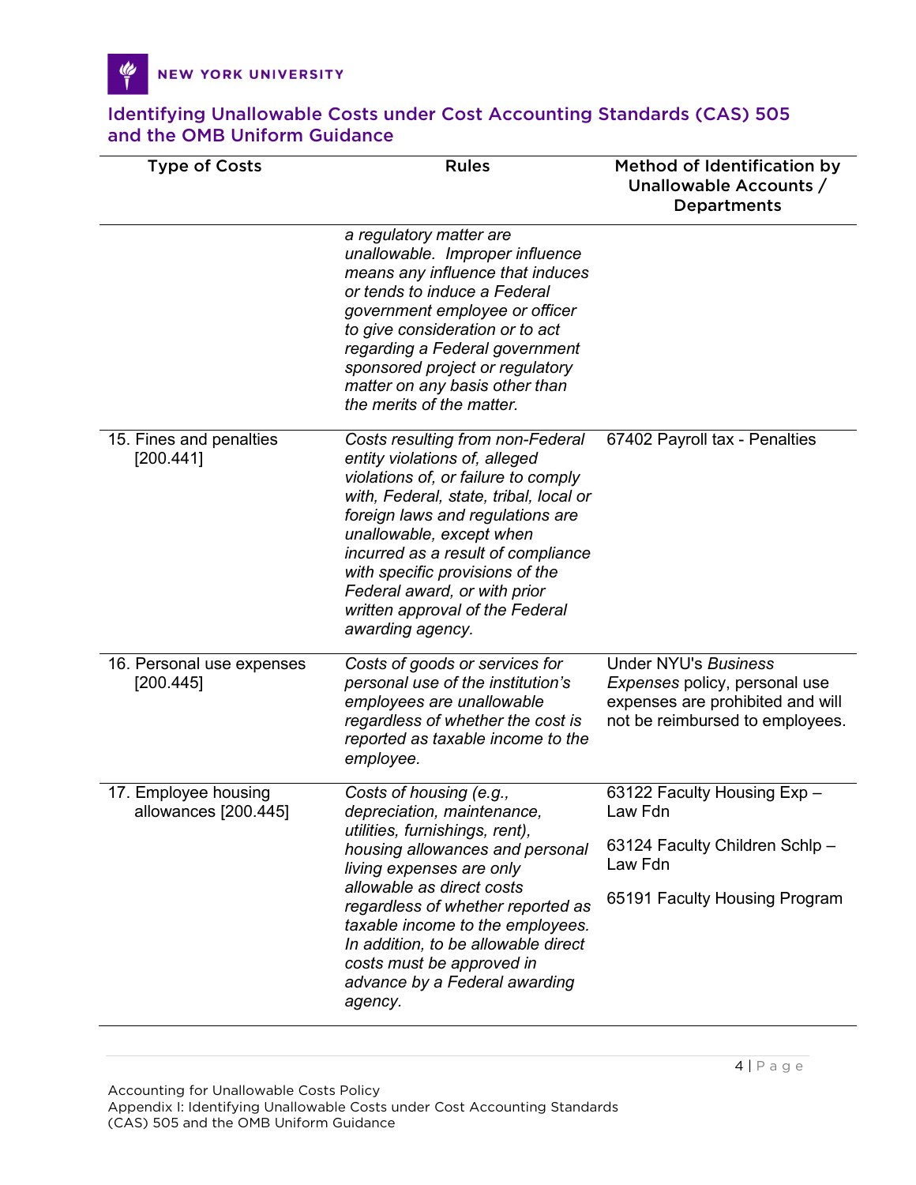## Identifying Unallowable Costs under Cost Accounting Standards (CAS) 505 and the OMB Uniform Guidance

| Type of Costs | Rules | Method of Identification by Unallowable Accounts / Departments |
|---|---|---|
| | *a regulatory matter are unallowable. Improper influence means any influence that induces or tends to induce a Federal government employee or officer to give consideration or to act regarding a Federal government sponsored project or regulatory matter on any basis other than the merits of the matter.* | |
| 15. Fines and penalties [200.441] | *Costs resulting from non-Federal entity violations of, alleged violations of, or failure to comply with, Federal, state, tribal, local or foreign laws and regulations are unallowable, except when incurred as a result of compliance with specific provisions of the Federal award, or with prior written approval of the Federal awarding agency.* | 67402 Payroll tax - Penalties |
| 16. Personal use expenses [200.445] | *Costs of goods or services for personal use of the institution's employees are unallowable regardless of whether the cost is reported as taxable income to the employee.* | Under NYU's *Business Expenses* policy, personal use expenses are prohibited and will not be reimbursed to employees. |
| 17. Employee housing allowances [200.445] | *Costs of housing (e.g., depreciation, maintenance, utilities, furnishings, rent), housing allowances and personal living expenses are only allowable as direct costs regardless of whether reported as taxable income to the employees. In addition, to be allowable direct costs must be approved in advance by a Federal awarding agency.* | 63122 Faculty Housing Exp – Law Fdn<br><br>63124 Faculty Children Schlp – Law Fdn<br><br>65191 Faculty Housing Program |

Accounting for Unallowable Costs Policy
Appendix I: Identifying Unallowable Costs under Cost Accounting Standards (CAS) 505 and the OMB Uniform Guidance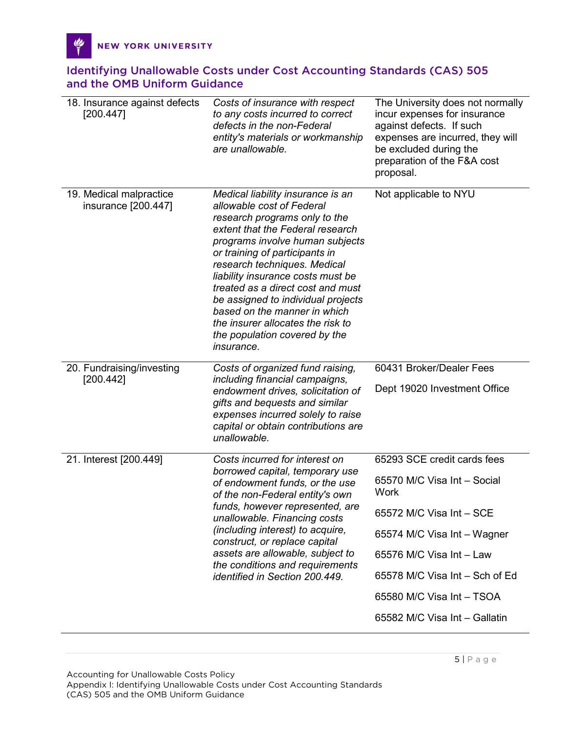## Identifying Unallowable Costs under Cost Accounting Standards (CAS) 505 and the OMB Uniform Guidance

| | | |
|---|---|---|
| 18. Insurance against defects [200.447] | *Costs of insurance with respect to any costs incurred to correct defects in the non-Federal entity's materials or workmanship are unallowable.* | The University does not normally incur expenses for insurance against defects. If such expenses are incurred, they will be excluded during the preparation of the F&A cost proposal. |
| 19. Medical malpractice insurance [200.447] | *Medical liability insurance is an allowable cost of Federal research programs only to the extent that the Federal research programs involve human subjects or training of participants in research techniques. Medical liability insurance costs must be treated as a direct cost and must be assigned to individual projects based on the manner in which the insurer allocates the risk to the population covered by the insurance.* | Not applicable to NYU |
| 20. Fundraising/investing [200.442] | *Costs of organized fund raising, including financial campaigns, endowment drives, solicitation of gifts and bequests and similar expenses incurred solely to raise capital or obtain contributions are unallowable.* | 60431 Broker/Dealer Fees<br><br>Dept 19020 Investment Office |
| 21. Interest [200.449] | *Costs incurred for interest on borrowed capital, temporary use of endowment funds, or the use of the non-Federal entity's own funds, however represented, are unallowable. Financing costs (including interest) to acquire, construct, or replace capital assets are allowable, subject to the conditions and requirements identified in Section 200.449.* | 65293 SCE credit cards fees<br><br>65570 M/C Visa Int – Social Work<br><br>65572 M/C Visa Int – SCE<br><br>65574 M/C Visa Int – Wagner<br><br>65576 M/C Visa Int – Law<br><br>65578 M/C Visa Int – Sch of Ed<br><br>65580 M/C Visa Int – TSOA<br><br>65582 M/C Visa Int – Gallatin |

Accounting for Unallowable Costs Policy
Appendix I: Identifying Unallowable Costs under Cost Accounting Standards (CAS) 505 and the OMB Uniform Guidance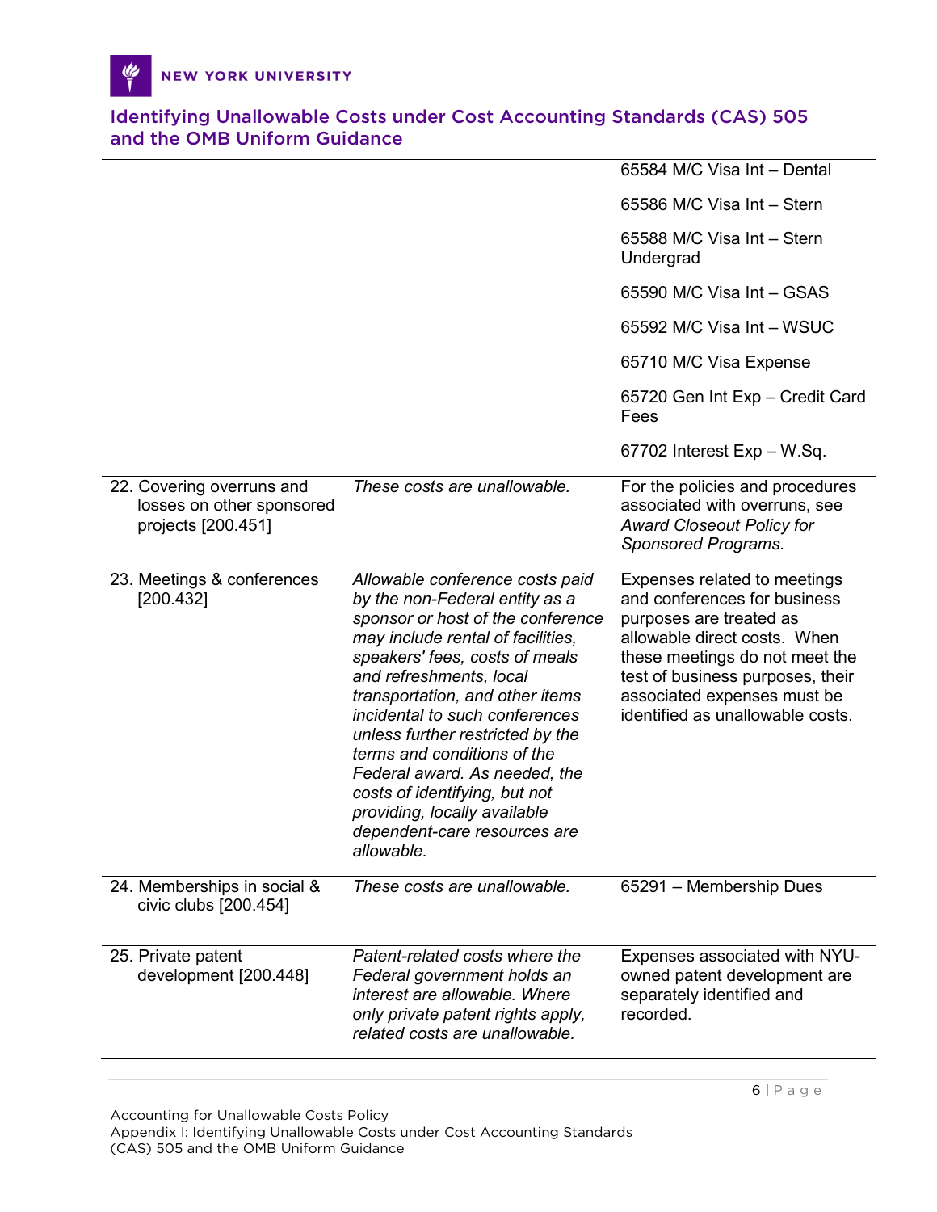| | | |
|---|---|---|
| | | 65584 M/C Visa Int – Dental<br><br>65586 M/C Visa Int – Stern<br><br>65588 M/C Visa Int – Stern Undergrad<br><br>65590 M/C Visa Int – GSAS<br><br>65592 M/C Visa Int – WSUC<br><br>65710 M/C Visa Expense<br><br>65720 Gen Int Exp – Credit Card Fees<br><br>67702 Interest Exp – W.Sq. |
| 22. Covering overruns and losses on other sponsored projects [200.451] | *These costs are unallowable.* | For the policies and procedures associated with overruns, see *Award Closeout Policy for Sponsored Programs.* |
| 23. Meetings & conferences [200.432] | *Allowable conference costs paid by the non-Federal entity as a sponsor or host of the conference may include rental of facilities, speakers' fees, costs of meals and refreshments, local transportation, and other items incidental to such conferences unless further restricted by the terms and conditions of the Federal award. As needed, the costs of identifying, but not providing, locally available dependent-care resources are allowable.* | Expenses related to meetings and conferences for business purposes are treated as allowable direct costs. When these meetings do not meet the test of business purposes, their associated expenses must be identified as unallowable costs. |
| 24. Memberships in social & civic clubs [200.454] | *These costs are unallowable.* | 65291 – Membership Dues |
| 25. Private patent development [200.448] | *Patent-related costs where the Federal government holds an interest are allowable. Where only private patent rights apply, related costs are unallowable.* | Expenses associated with NYU-owned patent development are separately identified and recorded. |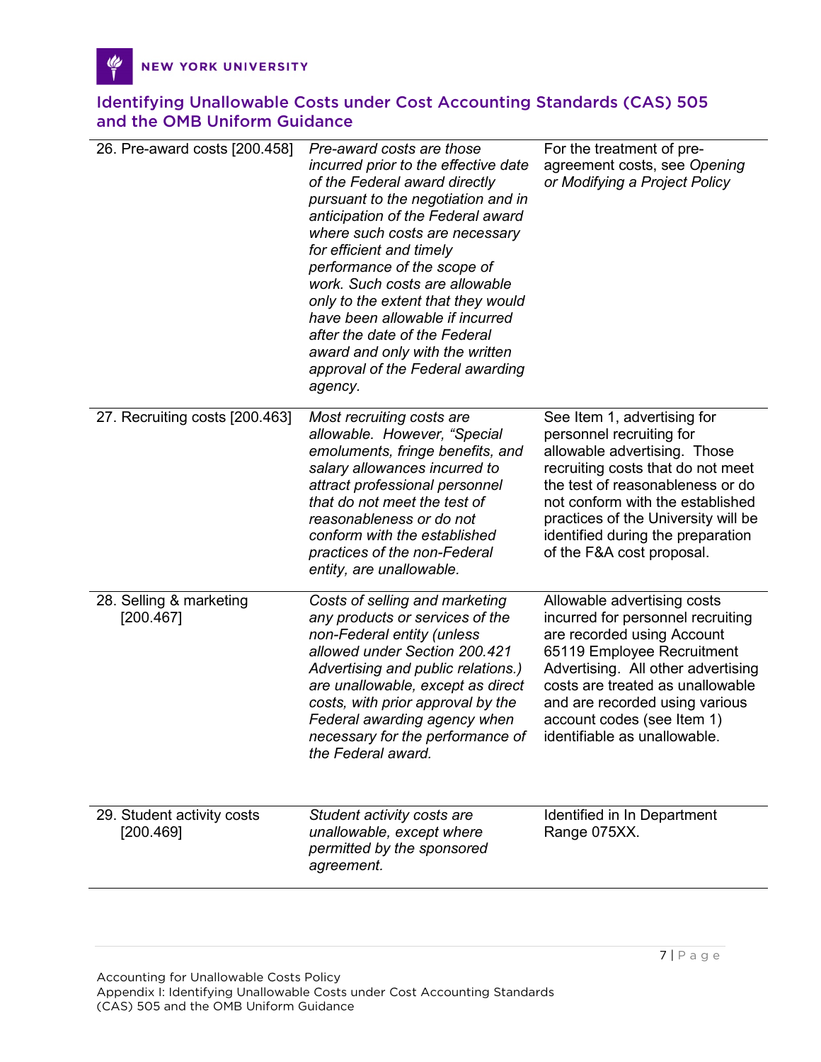## Identifying Unallowable Costs under Cost Accounting Standards (CAS) 505 and the OMB Uniform Guidance

| | | |
|---|---|---|
| 26. Pre-award costs [200.458] | *Pre-award costs are those incurred prior to the effective date of the Federal award directly pursuant to the negotiation and in anticipation of the Federal award where such costs are necessary for efficient and timely performance of the scope of work. Such costs are allowable only to the extent that they would have been allowable if incurred after the date of the Federal award and only with the written approval of the Federal awarding agency.* | For the treatment of pre-agreement costs, see *Opening or Modifying a Project Policy* |
| 27. Recruiting costs [200.463] | *Most recruiting costs are allowable. However, "Special emoluments, fringe benefits, and salary allowances incurred to attract professional personnel that do not meet the test of reasonableness or do not conform with the established practices of the non-Federal entity, are unallowable.* | See Item 1, advertising for personnel recruiting for allowable advertising. Those recruiting costs that do not meet the test of reasonableness or do not conform with the established practices of the University will be identified during the preparation of the F&A cost proposal. |
| 28. Selling & marketing [200.467] | *Costs of selling and marketing any products or services of the non-Federal entity (unless allowed under Section 200.421 Advertising and public relations.) are unallowable, except as direct costs, with prior approval by the Federal awarding agency when necessary for the performance of the Federal award.* | Allowable advertising costs incurred for personnel recruiting are recorded using Account 65119 Employee Recruitment Advertising. All other advertising costs are treated as unallowable and are recorded using various account codes (see Item 1) identifiable as unallowable. |
| 29. Student activity costs [200.469] | *Student activity costs are unallowable, except where permitted by the sponsored agreement.* | Identified in In Department Range 075XX. |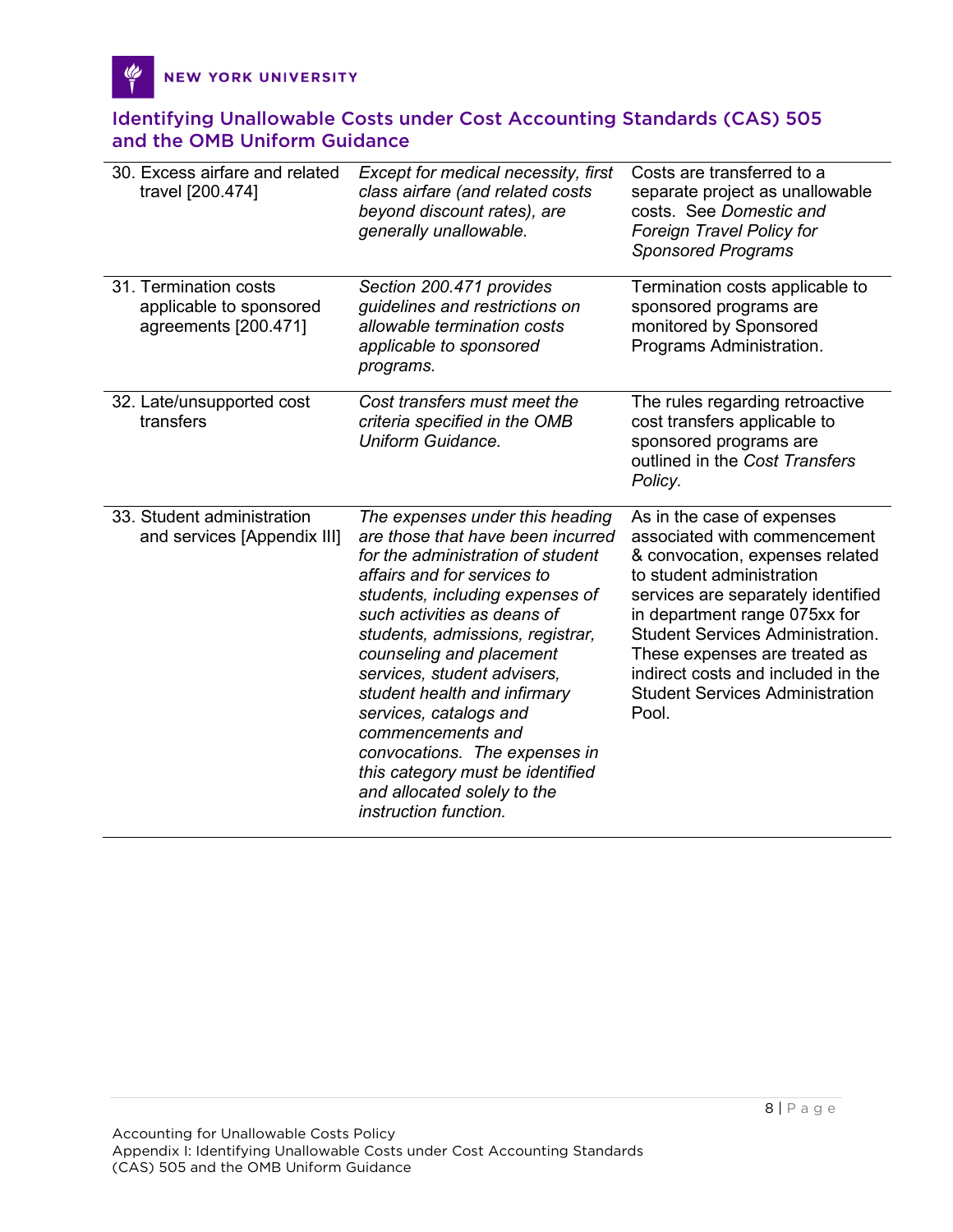| | | |
|---|---|---|
| 30. Excess airfare and related travel [200.474] | *Except for medical necessity, first class airfare (and related costs beyond discount rates), are generally unallowable.* | Costs are transferred to a separate project as unallowable costs. See *Domestic and Foreign Travel Policy for Sponsored Programs* |
| 31. Termination costs applicable to sponsored agreements [200.471] | *Section 200.471 provides guidelines and restrictions on allowable termination costs applicable to sponsored programs.* | Termination costs applicable to sponsored programs are monitored by Sponsored Programs Administration. |
| 32. Late/unsupported cost transfers | *Cost transfers must meet the criteria specified in the OMB Uniform Guidance.* | The rules regarding retroactive cost transfers applicable to sponsored programs are outlined in the *Cost Transfers Policy.* |
| 33. Student administration and services [Appendix III] | *The expenses under this heading are those that have been incurred for the administration of student affairs and for services to students, including expenses of such activities as deans of students, admissions, registrar, counseling and placement services, student advisers, student health and infirmary services, catalogs and commencements and convocations. The expenses in this category must be identified and allocated solely to the instruction function.* | As in the case of expenses associated with commencement & convocation, expenses related to student administration services are separately identified in department range 075xx for Student Services Administration. These expenses are treated as indirect costs and included in the Student Services Administration Pool. |